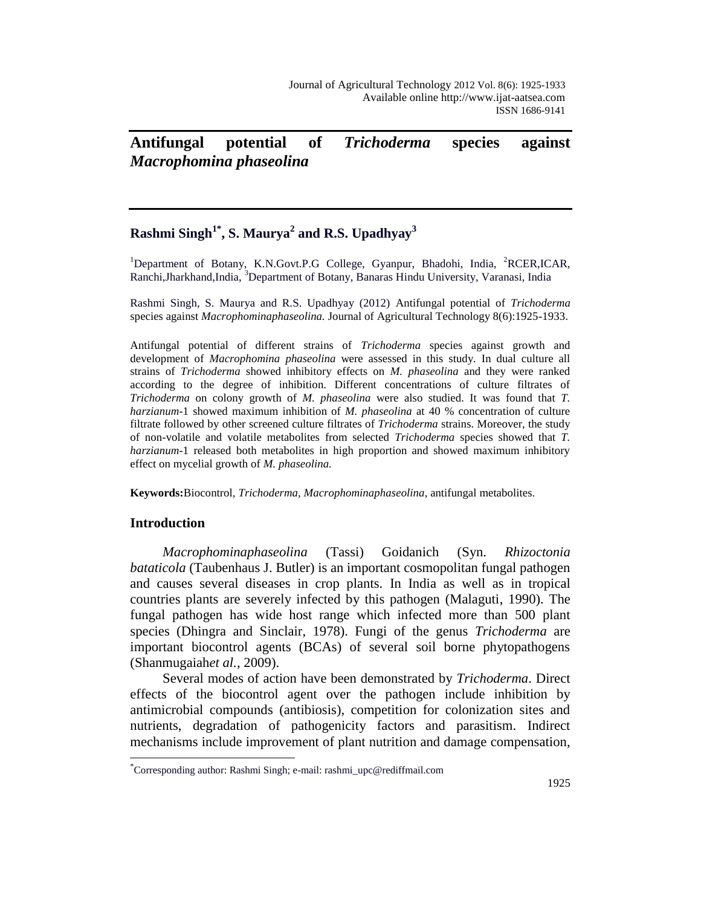# Antifungal potential of *Trichoderma* species against *Macrophomina phaseolina*

**Rashmi Singh[1*], S. Maurya[2] and R.S. Upadhyay[3]**

[1]Department of Botany, K.N.Govt.P.G College, Gyanpur, Bhadohi, India, [2]RCER,ICAR, Ranchi,Jharkhand,India, [3]Department of Botany, Banaras Hindu University, Varanasi, India

Rashmi Singh, S. Maurya and R.S. Upadhyay (2012) Antifungal potential of *Trichoderma* species against *Macrophominaphaseolina.* Journal of Agricultural Technology 8(6):1925-1933.

Antifungal potential of different strains of *Trichoderma* species against growth and development of *Macrophomina phaseolina* were assessed in this study. In dual culture all strains of *Trichoderma* showed inhibitory effects on *M. phaseolina* and they were ranked according to the degree of inhibition. Different concentrations of culture filtrates of *Trichoderma* on colony growth of *M. phaseolina* were also studied. It was found that *T. harzianum*-1 showed maximum inhibition of *M. phaseolina* at 40 % concentration of culture filtrate followed by other screened culture filtrates of *Trichoderma* strains. Moreover, the study of non-volatile and volatile metabolites from selected *Trichoderma* species showed that *T. harzianum*-1 released both metabolites in high proportion and showed maximum inhibitory effect on mycelial growth of *M. phaseolina.*

**Keywords:**Biocontrol, *Trichoderma*, *Macrophominaphaseolina*, antifungal metabolites.

## Introduction

*Macrophominaphaseolina* (Tassi) Goidanich (Syn. *Rhizoctonia bataticola* (Taubenhaus J. Butler) is an important cosmopolitan fungal pathogen and causes several diseases in crop plants. In India as well as in tropical countries plants are severely infected by this pathogen (Malaguti, 1990). The fungal pathogen has wide host range which infected more than 500 plant species (Dhingra and Sinclair, 1978). Fungi of the genus *Trichoderma* are important biocontrol agents (BCAs) of several soil borne phytopathogens (Shanmugaiah*et al.,* 2009).

Several modes of action have been demonstrated by *Trichoderma*. Direct effects of the biocontrol agent over the pathogen include inhibition by antimicrobial compounds (antibiosis), competition for colonization sites and nutrients, degradation of pathogenicity factors and parasitism. Indirect mechanisms include improvement of plant nutrition and damage compensation,

[*]Corresponding author: Rashmi Singh; e-mail: rashmi_upc@rediffmail.com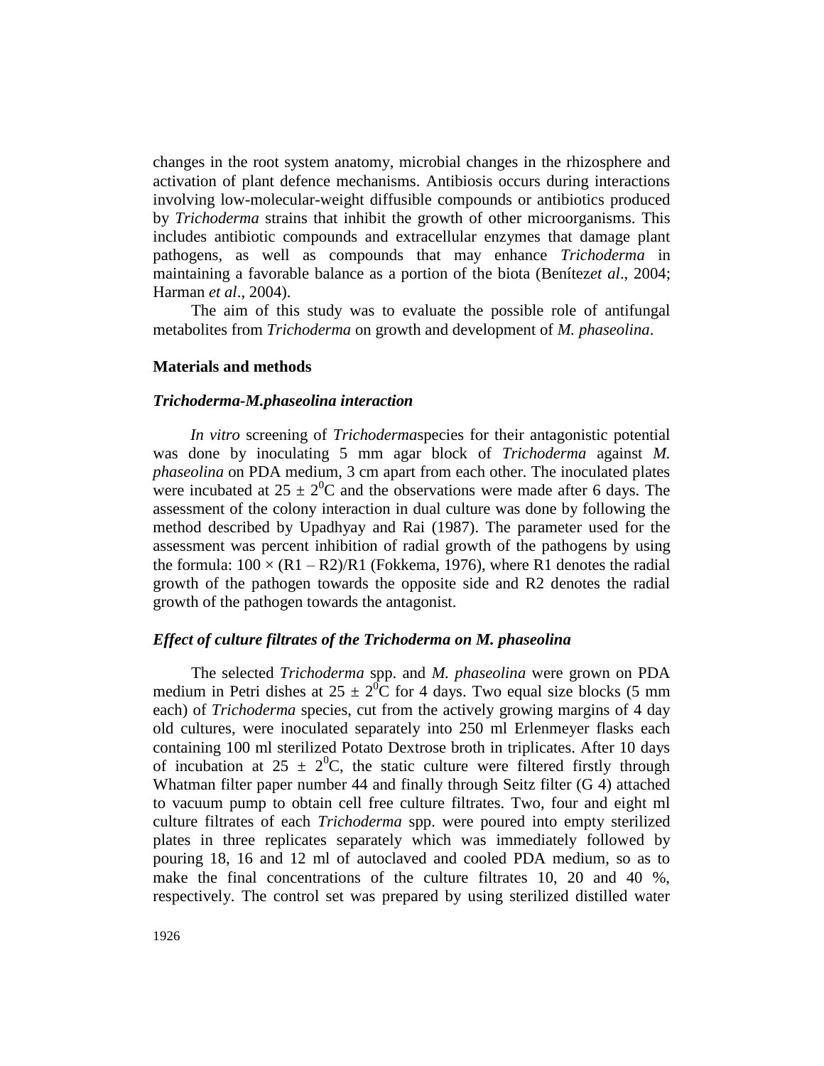changes in the root system anatomy, microbial changes in the rhizosphere and activation of plant defence mechanisms. Antibiosis occurs during interactions involving low-molecular-weight diffusible compounds or antibiotics produced by *Trichoderma* strains that inhibit the growth of other microorganisms. This includes antibiotic compounds and extracellular enzymes that damage plant pathogens, as well as compounds that may enhance *Trichoderma* in maintaining a favorable balance as a portion of the biota (Benítez*et al*., 2004; Harman *et al*., 2004).

The aim of this study was to evaluate the possible role of antifungal metabolites from *Trichoderma* on growth and development of *M. phaseolina*.

## Materials and methods

### *Trichoderma-M.phaseolina interaction*

*In vitro* screening of *Trichoderma*species for their antagonistic potential was done by inoculating 5 mm agar block of *Trichoderma* against *M. phaseolina* on PDA medium, 3 cm apart from each other. The inoculated plates were incubated at $25 \pm 2^0$C and the observations were made after 6 days. The assessment of the colony interaction in dual culture was done by following the method described by Upadhyay and Rai (1987). The parameter used for the assessment was percent inhibition of radial growth of the pathogens by using the formula: $100 \times (R1 – R2)/R1$ (Fokkema, 1976), where R1 denotes the radial growth of the pathogen towards the opposite side and R2 denotes the radial growth of the pathogen towards the antagonist.

### *Effect of culture filtrates of the Trichoderma on M. phaseolina*

The selected *Trichoderma* spp. and *M. phaseolina* were grown on PDA medium in Petri dishes at $25 \pm 2^0$C for 4 days. Two equal size blocks (5 mm each) of *Trichoderma* species, cut from the actively growing margins of 4 day old cultures, were inoculated separately into 250 ml Erlenmeyer flasks each containing 100 ml sterilized Potato Dextrose broth in triplicates. After 10 days of incubation at $25 \pm 2^0$C, the static culture were filtered firstly through Whatman filter paper number 44 and finally through Seitz filter (G 4) attached to vacuum pump to obtain cell free culture filtrates. Two, four and eight ml culture filtrates of each *Trichoderma* spp. were poured into empty sterilized plates in three replicates separately which was immediately followed by pouring 18, 16 and 12 ml of autoclaved and cooled PDA medium, so as to make the final concentrations of the culture filtrates 10, 20 and 40 %, respectively. The control set was prepared by using sterilized distilled water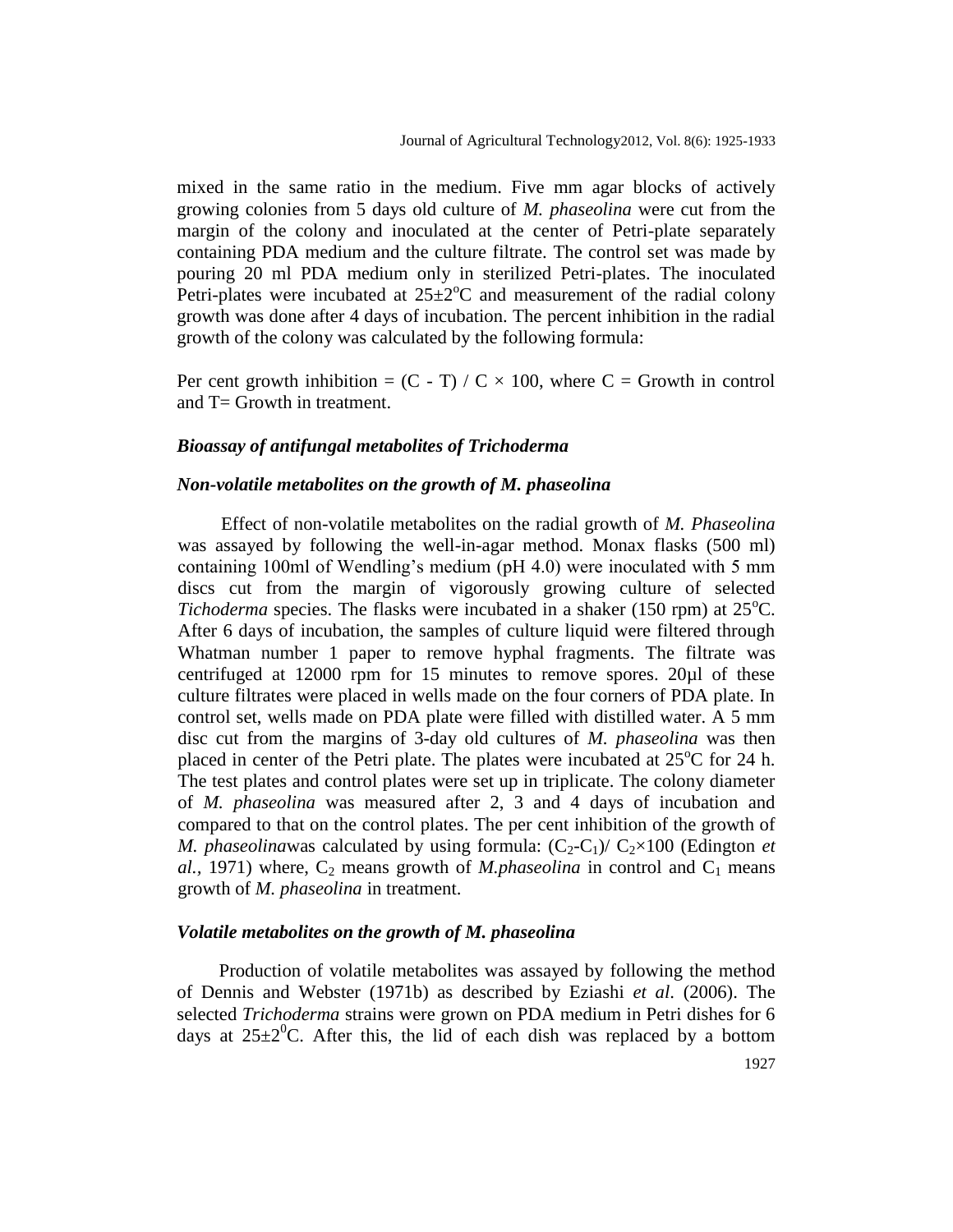mixed in the same ratio in the medium. Five mm agar blocks of actively growing colonies from 5 days old culture of *M. phaseolina* were cut from the margin of the colony and inoculated at the center of Petri-plate separately containing PDA medium and the culture filtrate. The control set was made by pouring 20 ml PDA medium only in sterilized Petri-plates. The inoculated Petri-plates were incubated at 25±2°C and measurement of the radial colony growth was done after 4 days of incubation. The percent inhibition in the radial growth of the colony was calculated by the following formula:

Per cent growth inhibition = $(C - T) / C \times 100$, where C = Growth in control and T= Growth in treatment.

### *Bioassay of antifungal metabolites of Trichoderma*

#### *Non-volatile metabolites on the growth of M. phaseolina*

Effect of non-volatile metabolites on the radial growth of *M. Phaseolina* was assayed by following the well-in-agar method. Monax flasks (500 ml) containing 100ml of Wendling's medium (pH 4.0) were inoculated with 5 mm discs cut from the margin of vigorously growing culture of selected *Tichoderma* species. The flasks were incubated in a shaker (150 rpm) at 25°C. After 6 days of incubation, the samples of culture liquid were filtered through Whatman number 1 paper to remove hyphal fragments. The filtrate was centrifuged at 12000 rpm for 15 minutes to remove spores. 20µl of these culture filtrates were placed in wells made on the four corners of PDA plate. In control set, wells made on PDA plate were filled with distilled water. A 5 mm disc cut from the margins of 3-day old cultures of *M. phaseolina* was then placed in center of the Petri plate. The plates were incubated at 25°C for 24 h. The test plates and control plates were set up in triplicate. The colony diameter of *M. phaseolina* was measured after 2, 3 and 4 days of incubation and compared to that on the control plates. The per cent inhibition of the growth of *M. phaseolina*was calculated by using formula: $(C_2-C_1)/ C_2 \times 100$ (Edington *et al.*, 1971) where, $C_2$ means growth of *M.phaseolina* in control and $C_1$ means growth of *M. phaseolina* in treatment.

#### *Volatile metabolites on the growth of M. phaseolina*

Production of volatile metabolites was assayed by following the method of Dennis and Webster (1971b) as described by Eziashi *et al*. (2006). The selected *Trichoderma* strains were grown on PDA medium in Petri dishes for 6 days at 25±2°C. After this, the lid of each dish was replaced by a bottom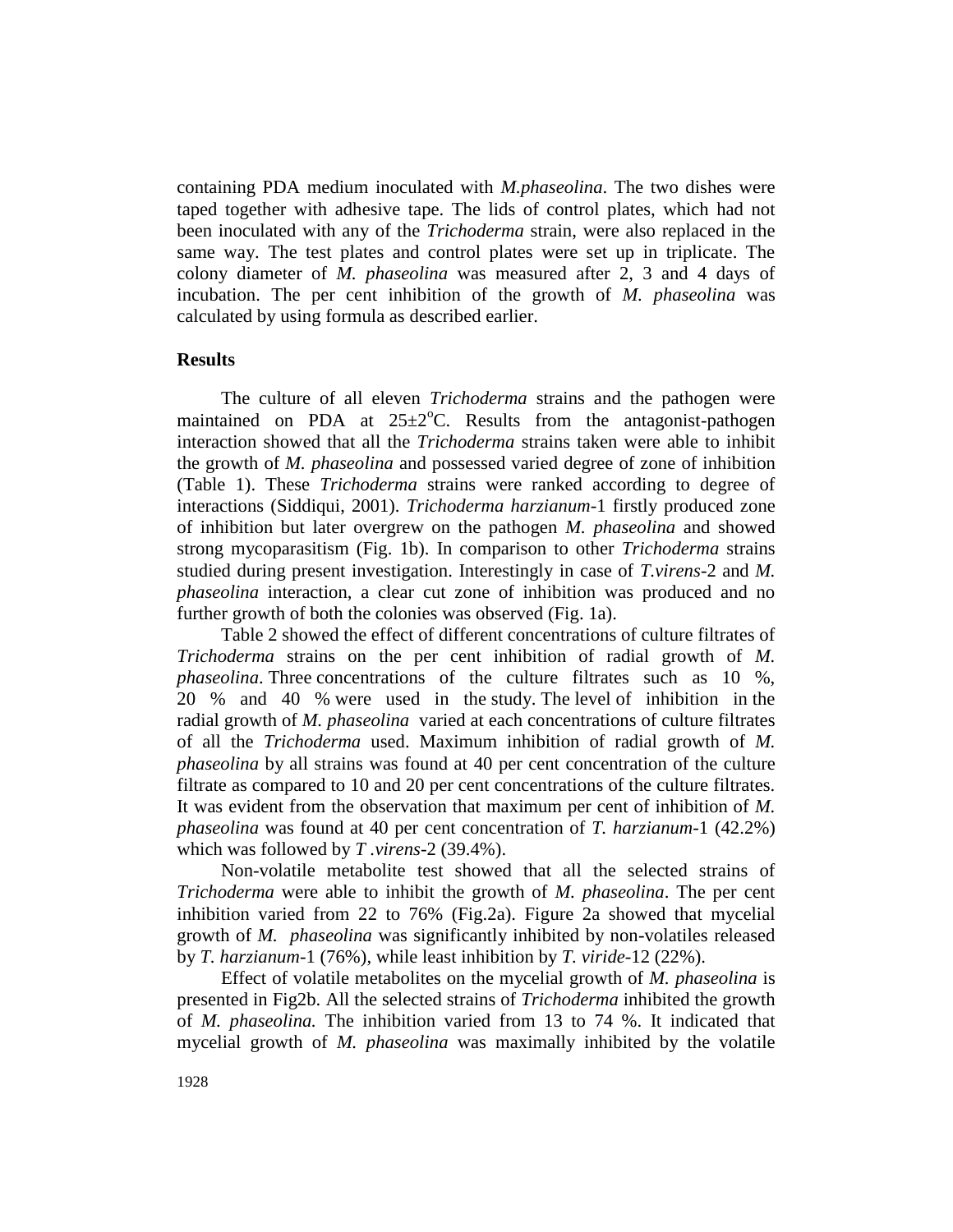containing PDA medium inoculated with *M.phaseolina*. The two dishes were taped together with adhesive tape. The lids of control plates, which had not been inoculated with any of the *Trichoderma* strain, were also replaced in the same way. The test plates and control plates were set up in triplicate. The colony diameter of *M. phaseolina* was measured after 2, 3 and 4 days of incubation. The per cent inhibition of the growth of *M. phaseolina* was calculated by using formula as described earlier.

## Results

The culture of all eleven *Trichoderma* strains and the pathogen were maintained on PDA at 25±2$^{o}$C. Results from the antagonist-pathogen interaction showed that all the *Trichoderma* strains taken were able to inhibit the growth of *M. phaseolina* and possessed varied degree of zone of inhibition (Table 1). These *Trichoderma* strains were ranked according to degree of interactions (Siddiqui, 2001). *Trichoderma harzianum*-1 firstly produced zone of inhibition but later overgrew on the pathogen *M. phaseolina* and showed strong mycoparasitism (Fig. 1b). In comparison to other *Trichoderma* strains studied during present investigation. Interestingly in case of *T.virens*-2 and *M. phaseolina* interaction, a clear cut zone of inhibition was produced and no further growth of both the colonies was observed (Fig. 1a).

Table 2 showed the effect of different concentrations of culture filtrates of *Trichoderma* strains on the per cent inhibition of radial growth of *M. phaseolina*. Three concentrations of the culture filtrates such as 10 %, 20 % and 40 % were used in the study. The level of inhibition in the radial growth of *M. phaseolina* varied at each concentrations of culture filtrates of all the *Trichoderma* used. Maximum inhibition of radial growth of *M. phaseolina* by all strains was found at 40 per cent concentration of the culture filtrate as compared to 10 and 20 per cent concentrations of the culture filtrates. It was evident from the observation that maximum per cent of inhibition of *M. phaseolina* was found at 40 per cent concentration of *T. harzianum*-1 (42.2%) which was followed by *T .virens*-2 (39.4%).

Non-volatile metabolite test showed that all the selected strains of *Trichoderma* were able to inhibit the growth of *M. phaseolina*. The per cent inhibition varied from 22 to 76% (Fig.2a). Figure 2a showed that mycelial growth of *M. phaseolina* was significantly inhibited by non-volatiles released by *T. harzianum*-1 (76%), while least inhibition by *T. viride*-12 (22%).

Effect of volatile metabolites on the mycelial growth of *M. phaseolina* is presented in Fig2b. All the selected strains of *Trichoderma* inhibited the growth of *M. phaseolina.* The inhibition varied from 13 to 74 %. It indicated that mycelial growth of *M. phaseolina* was maximally inhibited by the volatile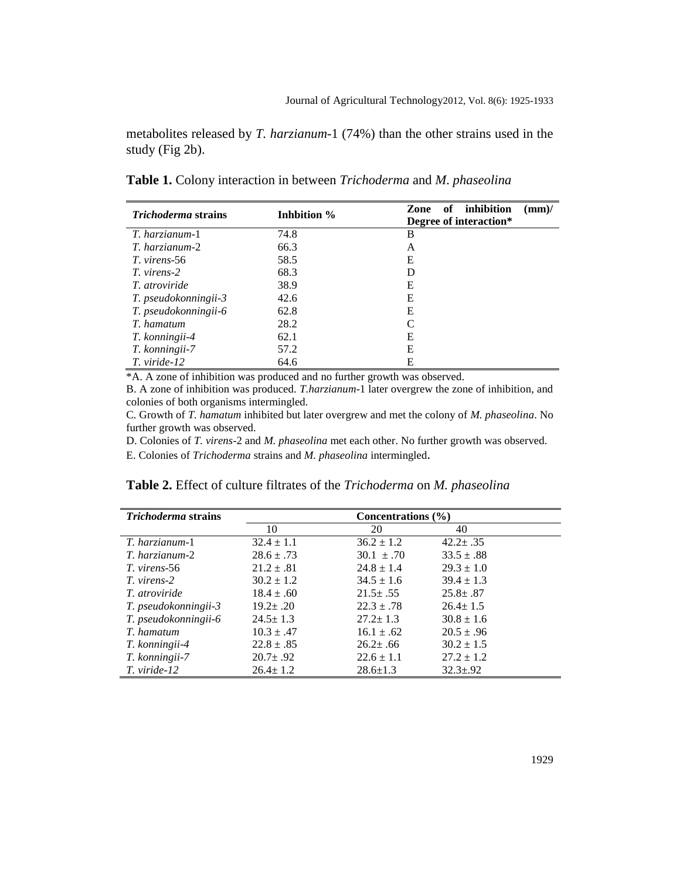metabolites released by *T. harzianum*-1 (74%) than the other strains used in the study (Fig 2b).

**Table 1.** Colony interaction in between *Trichoderma* and *M. phaseolina*

| *Trichoderma* strains | Inhbition % | Zone of inhibition (mm)/ Degree of interaction* |
|---|---|---|
| *T. harzianum*-1 | 74.8 | B |
| *T. harzianum*-2 | 66.3 | A |
| *T. virens*-56 | 58.5 | E |
| *T. virens-2* | 68.3 | D |
| *T. atroviride* | 38.9 | E |
| *T. pseudokonningii-3* | 42.6 | E |
| *T. pseudokonningii-6* | 62.8 | E |
| *T. hamatum* | 28.2 | C |
| *T. konningii-4* | 62.1 | E |
| *T. konningii-7* | 57.2 | E |
| *T. viride-12* | 64.6 | E |

*A. A zone of inhibition was produced and no further growth was observed.

B. A zone of inhibition was produced. *T.harzianum*-1 later overgrew the zone of inhibition, and colonies of both organisms intermingled.

C. Growth of *T. hamatum* inhibited but later overgrew and met the colony of *M. phaseolina*. No further growth was observed.

D. Colonies of *T. virens*-2 and *M. phaseolina* met each other. No further growth was observed.

E. Colonies of *Trichoderma* strains and *M. phaseolina* intermingled.

**Table 2.** Effect of culture filtrates of the *Trichoderma* on *M. phaseolina*

| *Trichoderma* strains | Concentrations (%) | | |
|---|---|---|---|
| | 10 | 20 | 40 |
| *T. harzianum*-1 | 32.4 ± 1.1 | 36.2 ± 1.2 | 42.2± .35 |
| *T. harzianum*-2 | 28.6 ± .73 | 30.1 ± .70 | 33.5 ± .88 |
| *T. virens*-56 | 21.2 ± .81 | 24.8 ± 1.4 | 29.3 ± 1.0 |
| *T. virens-2* | 30.2 ± 1.2 | 34.5 ± 1.6 | 39.4 ± 1.3 |
| *T. atroviride* | 18.4 ± .60 | 21.5± .55 | 25.8± .87 |
| *T. pseudokonningii-3* | 19.2± .20 | 22.3 ± .78 | 26.4± 1.5 |
| *T. pseudokonningii-6* | 24.5± 1.3 | 27.2± 1.3 | 30.8 ± 1.6 |
| *T. hamatum* | 10.3 ± .47 | 16.1 ± .62 | 20.5 ± .96 |
| *T. konningii-4* | 22.8 ± .85 | 26.2± .66 | 30.2 ± 1.5 |
| *T. konningii-7* | 20.7± .92 | 22.6 ± 1.1 | 27.2 ± 1.2 |
| *T. viride-12* | 26.4± 1.2 | 28.6±1.3 | 32.3±.92 |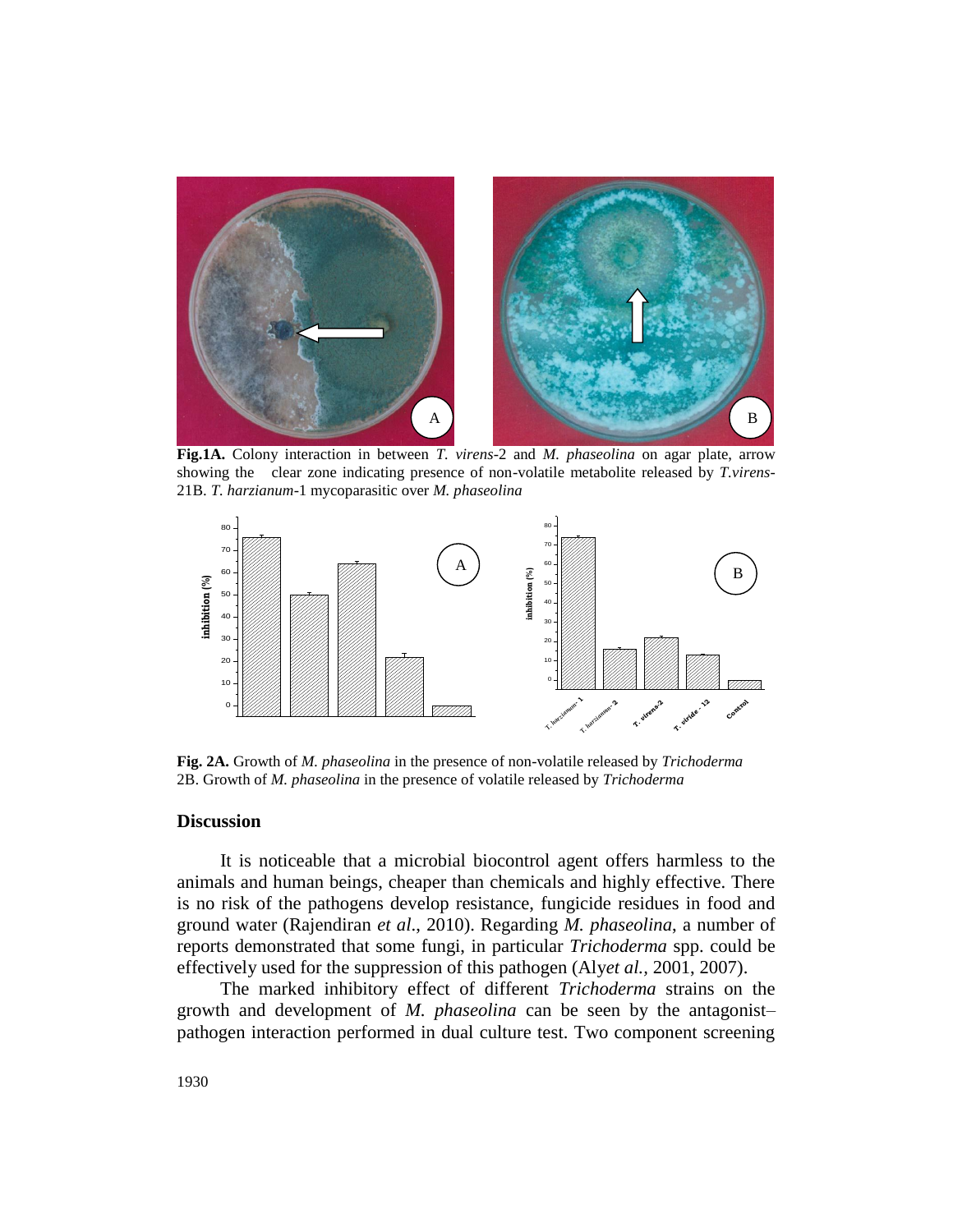**Fig.1A.** Colony interaction in between *T. virens*-2 and *M. phaseolina* on agar plate, arrow showing the clear zone indicating presence of non-volatile metabolite released by *T.virens*-21B. *T. harzianum*-1 mycoparasitic over *M. phaseolina*

**Fig. 2A.** Growth of *M. phaseolina* in the presence of non-volatile released by *Trichoderma*
2B. Growth of *M. phaseolina* in the presence of volatile released by *Trichoderma*

## Discussion

It is noticeable that a microbial biocontrol agent offers harmless to the animals and human beings, cheaper than chemicals and highly effective. There is no risk of the pathogens develop resistance, fungicide residues in food and ground water (Rajendiran *et al*., 2010). Regarding *M. phaseolina*, a number of reports demonstrated that some fungi, in particular *Trichoderma* spp. could be effectively used for the suppression of this pathogen (Aly*et al.*, 2001, 2007).

The marked inhibitory effect of different *Trichoderma* strains on the growth and development of *M. phaseolina* can be seen by the antagonist–pathogen interaction performed in dual culture test. Two component screening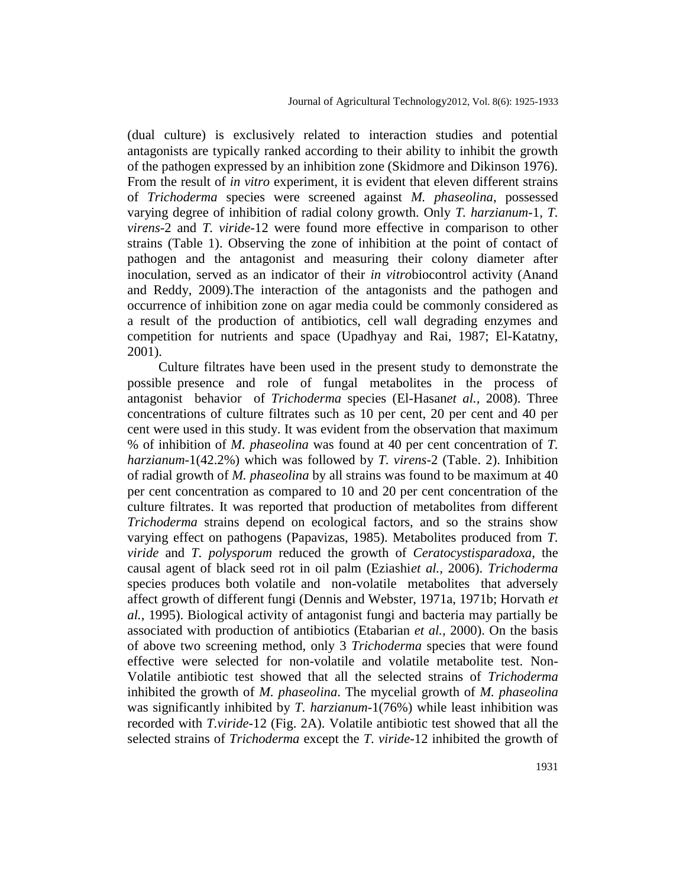(dual culture) is exclusively related to interaction studies and potential antagonists are typically ranked according to their ability to inhibit the growth of the pathogen expressed by an inhibition zone (Skidmore and Dikinson 1976). From the result of *in vitro* experiment, it is evident that eleven different strains of *Trichoderma* species were screened against *M. phaseolina*, possessed varying degree of inhibition of radial colony growth. Only *T. harzianum*-1, *T. virens*-2 and *T. viride*-12 were found more effective in comparison to other strains (Table 1). Observing the zone of inhibition at the point of contact of pathogen and the antagonist and measuring their colony diameter after inoculation, served as an indicator of their *in vitro*biocontrol activity (Anand and Reddy, 2009).The interaction of the antagonists and the pathogen and occurrence of inhibition zone on agar media could be commonly considered as a result of the production of antibiotics, cell wall degrading enzymes and competition for nutrients and space (Upadhyay and Rai, 1987; El-Katatny, 2001).

Culture filtrates have been used in the present study to demonstrate the possible presence and role of fungal metabolites in the process of antagonist behavior of *Trichoderma* species (El-Hasan*et al.,* 2008). Three concentrations of culture filtrates such as 10 per cent, 20 per cent and 40 per cent were used in this study. It was evident from the observation that maximum % of inhibition of *M. phaseolina* was found at 40 per cent concentration of *T. harzianum*-1(42.2%) which was followed by *T. virens*-2 (Table. 2). Inhibition of radial growth of *M. phaseolina* by all strains was found to be maximum at 40 per cent concentration as compared to 10 and 20 per cent concentration of the culture filtrates. It was reported that production of metabolites from different *Trichoderma* strains depend on ecological factors, and so the strains show varying effect on pathogens (Papavizas, 1985). Metabolites produced from *T. viride* and *T. polysporum* reduced the growth of *Ceratocystisparadoxa*, the causal agent of black seed rot in oil palm (Eziashi*et al.,* 2006). *Trichoderma* species produces both volatile and non-volatile metabolites that adversely affect growth of different fungi (Dennis and Webster, 1971a, 1971b; Horvath *et al.,* 1995). Biological activity of antagonist fungi and bacteria may partially be associated with production of antibiotics (Etabarian *et al.,* 2000). On the basis of above two screening method, only 3 *Trichoderma* species that were found effective were selected for non-volatile and volatile metabolite test. Non-Volatile antibiotic test showed that all the selected strains of *Trichoderma* inhibited the growth of *M. phaseolina*. The mycelial growth of *M. phaseolina* was significantly inhibited by *T. harzianum*-1(76%) while least inhibition was recorded with *T.viride*-12 (Fig. 2A). Volatile antibiotic test showed that all the selected strains of *Trichoderma* except the *T. viride*-12 inhibited the growth of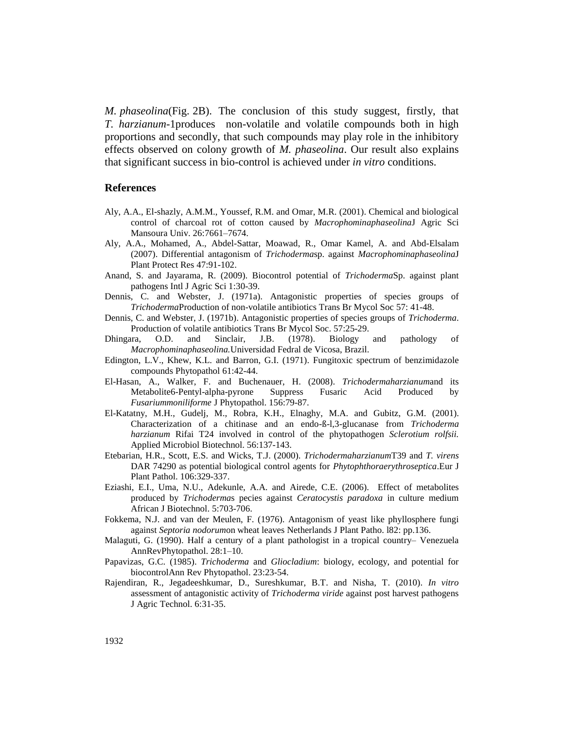*M. phaseolina*(Fig. 2B). The conclusion of this study suggest, firstly, that *T. harzianum*-1produces non-volatile and volatile compounds both in high proportions and secondly, that such compounds may play role in the inhibitory effects observed on colony growth of *M. phaseolina*. Our result also explains that significant success in bio-control is achieved under *in vitro* conditions.

## References

Aly, A.A., El-shazly, A.M.M., Youssef, R.M. and Omar, M.R. (2001). Chemical and biological control of charcoal rot of cotton caused by *Macrophominaphaseolina*J Agric Sci Mansoura Univ. 26:7661–7674.

Aly, A.A., Mohamed, A., Abdel-Sattar, Moawad, R., Omar Kamel, A. and Abd-Elsalam (2007). Differential antagonism of *Trichoderma*sp. against *Macrophominaphaseolina*J Plant Protect Res 47:91-102.

Anand, S. and Jayarama, R. (2009). Biocontrol potential of *Trichoderma*Sp. against plant pathogens Intl J Agric Sci 1:30-39.

Dennis, C. and Webster, J. (1971a). Antagonistic properties of species groups of *Trichoderma*Production of non-volatile antibiotics Trans Br Mycol Soc 57: 41-48.

Dennis, C. and Webster, J. (1971b). Antagonistic properties of species groups of *Trichoderma*. Production of volatile antibiotics Trans Br Mycol Soc. 57:25-29.

Dhingara, O.D. and Sinclair, J.B. (1978). Biology and pathology of *Macrophominaphaseolina.*Universidad Fedral de Vicosa, Brazil.

Edington, L.V., Khew, K.L. and Barron, G.I. (1971). Fungitoxic spectrum of benzimidazole compounds Phytopathol 61:42-44.

El-Hasan, A., Walker, F. and Buchenauer, H. (2008). *Trichodermaharzianum*and its Metabolite6-Pentyl-alpha-pyrone Suppress Fusaric Acid Produced by *Fusariummoniliforme* J Phytopathol. 156:79-87.

El-Katatny, M.H., Gudelj, M., Robra, K.H., Elnaghy, M.A. and Gubitz, G.M. (2001). Characterization of a chitinase and an endo-ß-l,3-glucanase from *Trichoderma harzianum* Rifai T24 involved in control of the phytopathogen *Sclerotium rolfsii.* Applied Microbiol Biotechnol. 56:137-143.

Etebarian, H.R., Scott, E.S. and Wicks, T.J. (2000). *Trichodermaharzianum*T39 and *T. virens* DAR 74290 as potential biological control agents for *Phytophthoraerythroseptica*.Eur J Plant Pathol. 106:329-337.

Eziashi, E.I., Uma, N.U., Adekunle, A.A. and Airede, C.E. (2006). Effect of metabolites produced by *Trichoderma*s pecies against *Ceratocystis paradoxa* in culture medium African J Biotechnol. 5:703-706.

Fokkema, N.J. and van der Meulen, F. (1976). Antagonism of yeast like phyllosphere fungi against *Septoria nodorum*on wheat leaves Netherlands J Plant Patho. l82: pp.136.

Malaguti, G. (1990). Half a century of a plant pathologist in a tropical country– Venezuela AnnRevPhytopathol. 28:1–10.

Papavizas, G.C. (1985). *Trichoderma* and *Gliocladium*: biology, ecology, and potential for biocontrolAnn Rev Phytopathol. 23:23-54.

Rajendiran, R., Jegadeeshkumar, D., Sureshkumar, B.T. and Nisha, T. (2010). *In vitro* assessment of antagonistic activity of *Trichoderma viride* against post harvest pathogens J Agric Technol. 6:31-35.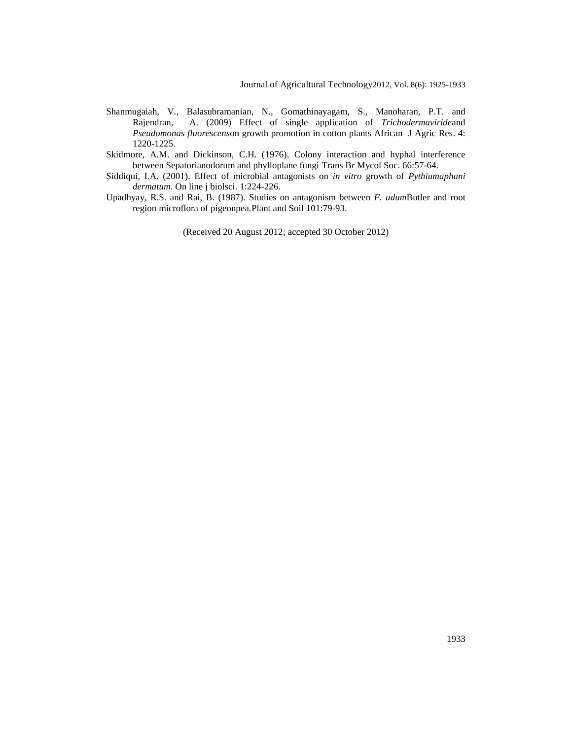Shanmugaiah, V., Balasubramanian, N., Gomathinayagam, S., Manoharan, P.T. and Rajendran, A. (2009) Effect of single application of *Trichodermaviride*and *Pseudomonas fluorescens*on growth promotion in cotton plants African J Agric Res. 4: 1220-1225.

Skidmore, A.M. and Dickinson, C.H. (1976). Colony interaction and hyphal interference between Sepatorianodorum and phylloplane fungi Trans Br Mycol Soc. 66:57-64.

Siddiqui, I.A. (2001). Effect of microbial antagonists on *in vitro* growth of *Pythiumaphani dermatum*. On line j biolsci. 1:224-226.

Upadhyay, R.S. and Rai, B. (1987). Studies on antagonism between *F. udum*Butler and root region microflora of pigeonpea.Plant and Soil 101:79-93.

(Received 20 August 2012; accepted 30 October 2012)